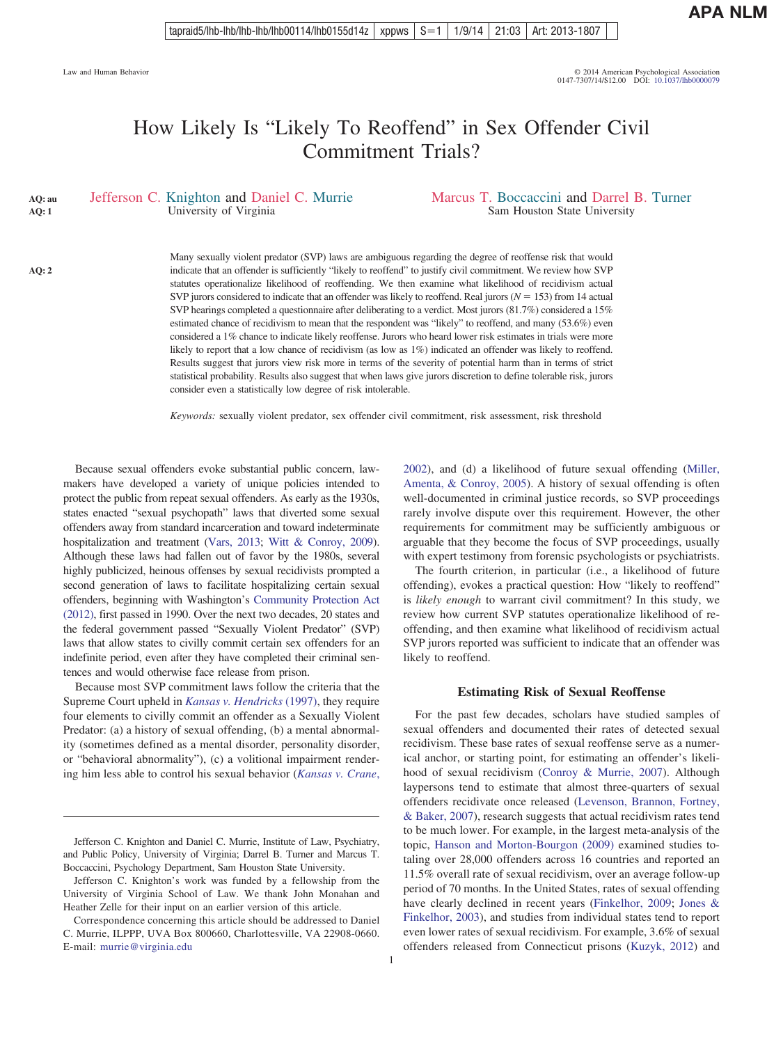# How Likely Is "Likely To Reoffend" in Sex Offender Civil Commitment Trials?

Jefferson C. Knighton and Daniel C. Murrie
University of Virginia

Marcus T. Boccaccini and Darrel B. Turner
Sam Houston State University

Many sexually violent predator (SVP) laws are ambiguous regarding the degree of reoffense risk that would indicate that an offender is sufficiently "likely to reoffend" to justify civil commitment. We review how SVP statutes operationalize likelihood of reoffending. We then examine what likelihood of recidivism actual SVP jurors considered to indicate that an offender was likely to reoffend. Real jurors ($N = 153$) from 14 actual SVP hearings completed a questionnaire after deliberating to a verdict. Most jurors (81.7%) considered a 15% estimated chance of recidivism to mean that the respondent was "likely" to reoffend, and many (53.6%) even considered a 1% chance to indicate likely reoffense. Jurors who heard lower risk estimates in trials were more likely to report that a low chance of recidivism (as low as 1%) indicated an offender was likely to reoffend. Results suggest that jurors view risk more in terms of the severity of potential harm than in terms of strict statistical probability. Results also suggest that when laws give jurors discretion to define tolerable risk, jurors consider even a statistically low degree of risk intolerable.

*Keywords:* sexually violent predator, sex offender civil commitment, risk assessment, risk threshold

Because sexual offenders evoke substantial public concern, lawmakers have developed a variety of unique policies intended to protect the public from repeat sexual offenders. As early as the 1930s, states enacted "sexual psychopath" laws that diverted some sexual offenders away from standard incarceration and toward indeterminate hospitalization and treatment (Vars, 2013; Witt & Conroy, 2009). Although these laws had fallen out of favor by the 1980s, several highly publicized, heinous offenses by sexual recidivists prompted a second generation of laws to facilitate hospitalizing certain sexual offenders, beginning with Washington's Community Protection Act (2012), first passed in 1990. Over the next two decades, 20 states and the federal government passed "Sexually Violent Predator" (SVP) laws that allow states to civilly commit certain sex offenders for an indefinite period, even after they have completed their criminal sentences and would otherwise face release from prison.

Because most SVP commitment laws follow the criteria that the Supreme Court upheld in *Kansas v. Hendricks* (1997), they require four elements to civilly commit an offender as a Sexually Violent Predator: (a) a history of sexual offending, (b) a mental abnormality (sometimes defined as a mental disorder, personality disorder, or "behavioral abnormality"), (c) a volitional impairment rendering him less able to control his sexual behavior (*Kansas v. Crane*, 2002), and (d) a likelihood of future sexual offending (Miller, Amenta, & Conroy, 2005). A history of sexual offending is often well-documented in criminal justice records, so SVP proceedings rarely involve dispute over this requirement. However, the other requirements for commitment may be sufficiently ambiguous or arguable that they become the focus of SVP proceedings, usually with expert testimony from forensic psychologists or psychiatrists.

The fourth criterion, in particular (i.e., a likelihood of future offending), evokes a practical question: How "likely to reoffend" is *likely enough* to warrant civil commitment? In this study, we review how current SVP statutes operationalize likelihood of reoffending, and then examine what likelihood of recidivism actual SVP jurors reported was sufficient to indicate that an offender was likely to reoffend.

## Estimating Risk of Sexual Reoffense

For the past few decades, scholars have studied samples of sexual offenders and documented their rates of detected sexual recidivism. These base rates of sexual reoffense serve as a numerical anchor, or starting point, for estimating an offender's likelihood of sexual recidivism (Conroy & Murrie, 2007). Although laypersons tend to estimate that almost three-quarters of sexual offenders recidivate once released (Levenson, Brannon, Fortney, & Baker, 2007), research suggests that actual recidivism rates tend to be much lower. For example, in the largest meta-analysis of the topic, Hanson and Morton-Bourgon (2009) examined studies totaling over 28,000 offenders across 16 countries and reported an 11.5% overall rate of sexual recidivism, over an average follow-up period of 70 months. In the United States, rates of sexual offending have clearly declined in recent years (Finkelhor, 2009; Jones & Finkelhor, 2003), and studies from individual states tend to report even lower rates of sexual recidivism. For example, 3.6% of sexual offenders released from Connecticut prisons (Kuzyk, 2012) and

---

Jefferson C. Knighton and Daniel C. Murrie, Institute of Law, Psychiatry, and Public Policy, University of Virginia; Darrel B. Turner and Marcus T. Boccaccini, Psychology Department, Sam Houston State University.

Jefferson C. Knighton's work was funded by a fellowship from the University of Virginia School of Law. We thank John Monahan and Heather Zelle for their input on an earlier version of this article.

Correspondence concerning this article should be addressed to Daniel C. Murrie, ILPPP, UVA Box 800660, Charlottesville, VA 22908-0660. E-mail: murrie@virginia.edu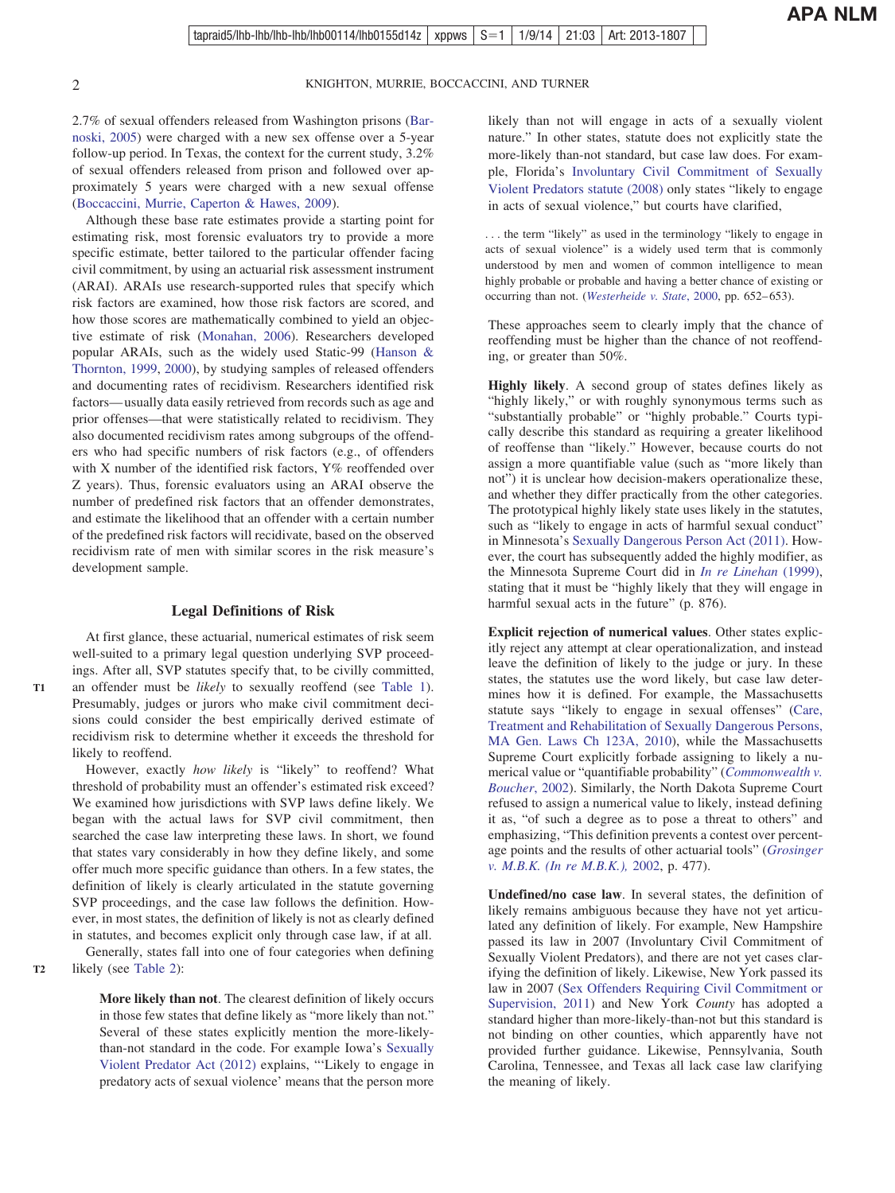2.7% of sexual offenders released from Washington prisons (Barnoski, 2005) were charged with a new sex offense over a 5-year follow-up period. In Texas, the context for the current study, 3.2% of sexual offenders released from prison and followed over approximately 5 years were charged with a new sexual offense (Boccaccini, Murrie, Caperton & Hawes, 2009).

Although these base rate estimates provide a starting point for estimating risk, most forensic evaluators try to provide a more specific estimate, better tailored to the particular offender facing civil commitment, by using an actuarial risk assessment instrument (ARAI). ARAIs use research-supported rules that specify which risk factors are examined, how those risk factors are scored, and how those scores are mathematically combined to yield an objective estimate of risk (Monahan, 2006). Researchers developed popular ARAIs, such as the widely used Static-99 (Hanson & Thornton, 1999, 2000), by studying samples of released offenders and documenting rates of recidivism. Researchers identified risk factors—usually data easily retrieved from records such as age and prior offenses—that were statistically related to recidivism. They also documented recidivism rates among subgroups of the offenders who had specific numbers of risk factors (e.g., of offenders with X number of the identified risk factors, Y% reoffended over Z years). Thus, forensic evaluators using an ARAI observe the number of predefined risk factors that an offender demonstrates, and estimate the likelihood that an offender with a certain number of the predefined risk factors will recidivate, based on the observed recidivism rate of men with similar scores in the risk measure's development sample.

## Legal Definitions of Risk

At first glance, these actuarial, numerical estimates of risk seem well-suited to a primary legal question underlying SVP proceedings. After all, SVP statutes specify that, to be civilly committed, an offender must be *likely* to sexually reoffend (see Table 1). Presumably, judges or jurors who make civil commitment decisions could consider the best empirically derived estimate of recidivism risk to determine whether it exceeds the threshold for likely to reoffend.

However, exactly *how likely* is "likely" to reoffend? What threshold of probability must an offender's estimated risk exceed? We examined how jurisdictions with SVP laws define likely. We began with the actual laws for SVP civil commitment, then searched the case law interpreting these laws. In short, we found that states vary considerably in how they define likely, and some offer much more specific guidance than others. In a few states, the definition of likely is clearly articulated in the statute governing SVP proceedings, and the case law follows the definition. However, in most states, the definition of likely is not as clearly defined in statutes, and becomes explicit only through case law, if at all.

Generally, states fall into one of four categories when defining likely (see Table 2):

> **More likely than not**. The clearest definition of likely occurs in those few states that define likely as "more likely than not." Several of these states explicitly mention the more-likely-than-not standard in the code. For example Iowa's Sexually Violent Predator Act (2012) explains, "'Likely to engage in predatory acts of sexual violence' means that the person more likely than not will engage in acts of a sexually violent nature." In other states, statute does not explicitly state the more-likely-than-not standard, but case law does. For example, Florida's Involuntary Civil Commitment of Sexually Violent Predators statute (2008) only states "likely to engage in acts of sexual violence," but courts have clarified,

> . . . the term "likely" as used in the terminology "likely to engage in acts of sexual violence" is a widely used term that is commonly understood by men and women of common intelligence to mean highly probable or probable and having a better chance of existing or occurring than not. (*Westerheide v. State*, 2000, pp. 652–653).

These approaches seem to clearly imply that the chance of reoffending must be higher than the chance of not reoffending, or greater than 50%.

**Highly likely**. A second group of states defines likely as "highly likely," or with roughly synonymous terms such as "substantially probable" or "highly probable." Courts typically describe this standard as requiring a greater likelihood of reoffense than "likely." However, because courts do not assign a more quantifiable value (such as "more likely than not") it is unclear how decision-makers operationalize these, and whether they differ practically from the other categories. The prototypical highly likely state uses likely in the statutes, such as "likely to engage in acts of harmful sexual conduct" in Minnesota's Sexually Dangerous Person Act (2011). However, the court has subsequently added the highly modifier, as the Minnesota Supreme Court did in *In re Linehan* (1999), stating that it must be "highly likely that they will engage in harmful sexual acts in the future" (p. 876).

**Explicit rejection of numerical values**. Other states explicitly reject any attempt at clear operationalization, and instead leave the definition of likely to the judge or jury. In these states, the statutes use the word likely, but case law determines how it is defined. For example, the Massachusetts statute says "likely to engage in sexual offenses" (Care, Treatment and Rehabilitation of Sexually Dangerous Persons, MA Gen. Laws Ch 123A, 2010), while the Massachusetts Supreme Court explicitly forbade assigning to likely a numerical value or "quantifiable probability" (*Commonwealth v. Boucher*, 2002). Similarly, the North Dakota Supreme Court refused to assign a numerical value to likely, instead defining it as, "of such a degree as to pose a threat to others" and emphasizing, "This definition prevents a contest over percentage points and the results of other actuarial tools" (*Grosinger v. M.B.K. (In re M.B.K.),* 2002, p. 477).

**Undefined/no case law**. In several states, the definition of likely remains ambiguous because they have not yet articulated any definition of likely. For example, New Hampshire passed its law in 2007 (Involuntary Civil Commitment of Sexually Violent Predators), and there are not yet cases clarifying the definition of likely. Likewise, New York passed its law in 2007 (Sex Offenders Requiring Civil Commitment or Supervision, 2011) and New York *County* has adopted a standard higher than more-likely-than-not but this standard is not binding on other counties, which apparently have not provided further guidance. Likewise, Pennsylvania, South Carolina, Tennessee, and Texas all lack case law clarifying the meaning of likely.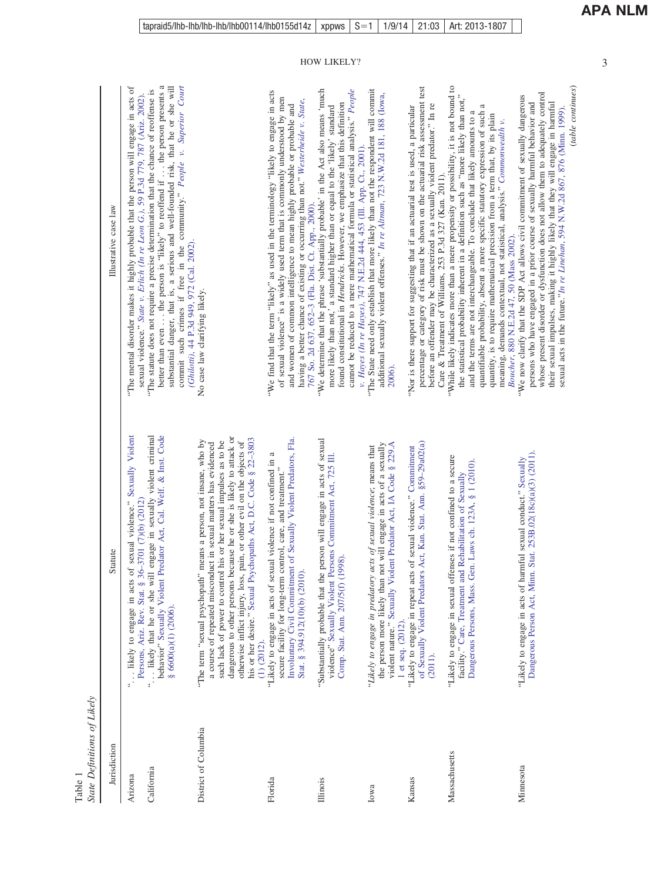Table 1
*State Definitions of Likely*

| Jurisdiction | Statute | Illustrative case law |
|---|---|---|
| Arizona | ". . . likely to engage in acts of sexual violence." Sexually Violent Persons, Ariz. Rev. Stat. § 36–3701 (7)(b) (2012). | "The mental disorder makes it highly probable that the person will engage in acts of sexual violence." *State v. Erlich (In re Leon G.)*, 59 P.3d 779, 787 (Ariz. 2002). |
| California | ". . . likely that he or she will engage in sexually violent criminal behavior" Sexually Violent Predator Act, Cal. Welf. & Inst. Code § 6600(a)(1) (2006). | "The statute does not require a precise determination that the chance of reoffense is better than even . . . the person is "likely" to reoffend if . . . the person presents a substantial danger, that is, a serious and well-founded risk, that he or she will commit such crimes if free in the community." *People v. Superior Court (Ghilotti)*, 44 P.3d 949, 972 (Cal. 2002). |
| District of Columbia | "The term "sexual psychopath" means a person, not insane, who by a course of repeated misconduct in sexual matters has evidenced such lack of power to control his or her sexual impulses as to be dangerous to other persons because he or she is likely to attack or otherwise inflict injury, loss, pain, or other evil on the objects of his or her desire." Sexual Psychopaths Act, D.C. Code § 22–3803 (1) (2012). | No case law clarifying likely. |
| Florida | "Likely to engage in acts of sexual violence if not confined in a secure facility for long-term control, care, and treatment." Involuntary Civil Commitment of Sexually Violent Predators, Fla. Stat. § 394.912(10)(b) (2010). | "We find that the term "likely" as used in the terminology "likely to engage in acts of sexual violence" is a widely used term that is commonly understood by men and women of common intelligence to mean highly probable or probable and having a better chance of existing or occurring than not." *Westerheide v. State*, 767 So. 2d 637, 652–3 (Fla. Dist. Ct. App., 2000). |
| Illinois | "Substantially probable that the person will engage in acts of sexual violence" Sexually Violent Persons Commitment Act, 725 Ill. Comp. Stat. Ann. 207/5(f) (1998). | "We determine that the phrase 'substantially probable' in the Act also means 'much more likely than not,' a standard higher than or equal to the 'likely' standard found constitutional in *Hendricks*. However, we emphasize that this definition cannot be reduced to a mere mathematical formula or statistical analysis." *People v. Hayes (In re Hayes)*, 747 N.E.2d 444, 453 (Ill. App. Ct., 2001). |
| Iowa | "*Likely to engage in predatory acts of sexual violence*; means that the person more likely than not will engage in acts of a sexually violent nature." Sexually Violent Predator Act, IA Code § 229.A 1 et seq. (2012). | "The State need only establish that more likely than not the respondent will commit additional sexually violent offenses." *In re Altman*, 723 N.W.2d 181, 188 (Iowa, 2006). |
| Kansas | "Likely to engage in repeat acts of sexual violence." Commitment of Sexually Violent Predators Act, Kan. Stat. Ann. §59–29a02(a) (2011). | "Nor is there support for suggesting that if an actuarial test is used, a particular percentage or category of risk must be shown on the actuarial risk assessment test before an offender may be characterized as a sexually violent predator." In re Care & Treatment of Williams, 253 P.3d 327 (Kan. 2011). |
| Massachusetts | "Likely to engage in sexual offenses if not confined to a secure facility." Care, Treatment and Rehabilitation of Sexually Dangerous Persons, Mass. Gen. Laws ch. 123A, § 1 (2010). | "While likely indicates more than a mere propensity or possibility, it is not bound to the statistical probability inherent in a definition such as "more likely than not," and the terms are not interchangeable. To conclude that likely amounts to a quantifiable probability, absent a more specific statutory expression of such a quantity, is to require mathematical precision from a term that, by its plain meaning, demands contextual, not statistical, analysis." *Commonwealth v. Boucher*, 880 N.E.2d 47, 50 (Mass 2002). |
| Minnesota | "Likely to engage in acts of harmful sexual conduct." Sexually Dangerous Person Act, Minn. Stat. 253B.02(18c)(a)(3) (2011). | "We now clarify that the SDP Act allows civil commitment of sexually dangerous persons who have engaged in a prior course of sexually harmful behavior and whose present disorder or dysfunction does not allow them to adequately control their sexual impulses, making it highly likely that they will engage in harmful sexual acts in the future."*In re Linehan*, 594 N.W.2d 867, 876 (Minn. 1999). |

(*table continues*)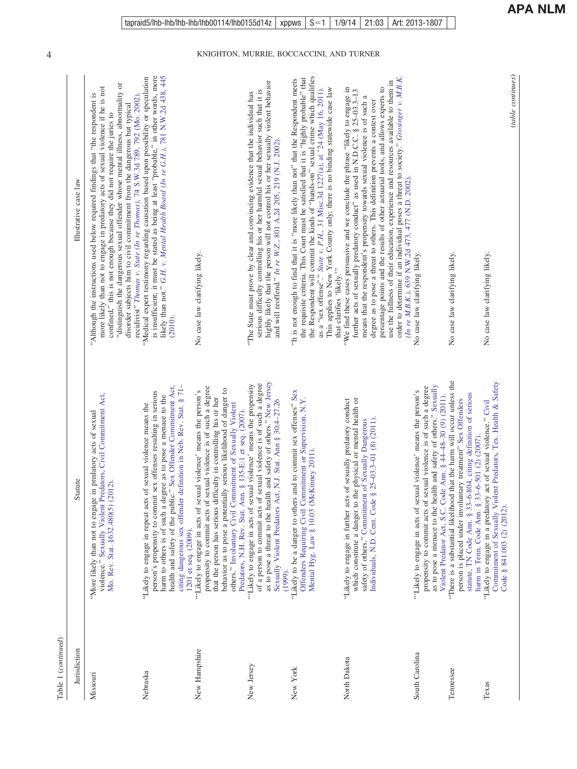Table 1 (*continued*)

| Jurisdiction | Statute | Illustrative case law |
|---|---|---|
| Missouri | "More likely than not to engage in predatory acts of sexual violence." Sexually Violent Predators, Civil Commitment Act, Mo. Rev. Stat. §632.480(5) (2012). | "Although the instructions used below required findings that "the respondent is more likely than not to engage in predatory acts of sexual violence if he is not confined," this is not enough because they did not require the juries to "distinguish the dangerous sexual offender whose mental illness, abnormality or disorder subjects him to civil commitment from the dangerous but typical recidivist" *Thomas v. State (In re Thomas)*, 74 S.W.3d 789, 792 (Mo. 2002). |
| Nebraska | "Likely to engage in repeat acts of sexual violence means the person's propensity to commit sex offenses resulting in serious harm to others is of such a degree as to pose a menace to the health and safety of the public." Sex Offender Commitment Act, citing dangerous sex offender definition in Neb. Rev. Stat. § 71–1201 et seq. (2009). | "Medical expert testimony regarding causation based upon possibility or speculation is insufficient; it must be stated as being at least "probable," in other words, more likely than not." *G.H. v. Mental Health Board (In re G.H.)*, 781 N.W.2d 438, 445 (2010). |
| New Hampshire | "'Likely to engage in acts of sexual violence' means the person's propensity to commit acts of sexual violence is of such a degree that the person has serious difficulty in controlling his or her behavior as to pose a potentially serious likelihood of danger to others." Involuntary Civil Commitment of Sexually Violent Predators, N.H. Rev. Stat. Ann. § 135-E:1 et seq. (2007). | No case law clarifying likely. |
| New Jersey | "'Likely to engage in acts of sexual violence' means the propensity of a person to commit acts of sexual violence is of such a degree as to pose a threat to the health and safety of others." New Jersey Sexually Violent Predators Act, N.J. Stat. Ann § 30:4–27.26 (1999). | "The State must prove by clear and convincing evidence that the individual has serious difficulty controlling his or her harmful sexual behavior such that it is highly likely that the person will not control his or her sexually violent behavior and will reoffend." *In re W.Z.*, 801 A.2d 205, 219 (N.J. 2002). |
| New York | "Likely to be a danger to others and to commit sex offenses" Sex Offenders Requiring Civil Commitment or Supervision, N.Y. Mental Hyg. Law § 10.03 (McKinney 2011). | "It is not enough to find that it is "more likely than not" that the Respondent meets the requisite criteria. This Court must be satisfied that it is "highly probable" that the Respondent will commit the kinds of "hands-on" sexual crime which qualifies as a "sex offense"." *State v. P.H.*, 31 Misc.3d 1227(a), at \*24 (May 16, 2011). This applies to New York County only; there is no binding statewide case law that clarifies "likely."" |
| North Dakota | "Likely to engage in further acts of sexually predatory conduct which constitute a danger to the physical or mental health or safety of others." Commitment of Sexually Dangerous Individuals, N.D. Cent. Code § 25–03.3–01 (8) (2011). | "We find these cases persuasive and we conclude the phrase "likely to engage in further acts of sexually predatory conduct" as used in N.D.C.C. § 25–03.3–13 means that the respondent's propensity towards sexual violence is of such a degree as to pose a threat to others. This definition prevents a contest over percentage points and the results of other actuarial tools, and allows experts to use the fullness of their education, experience and resources available to them in order to determine if an individual poses a threat to society." *Grosinger v. M.B.K. (In re M.B.K.)*, 639 N.W.2d 473, 477 (N.D. 2002). |
| South Carolina | "'Likely to engage in acts of sexual violence' means the person's propensity to commit acts of sexual violence is of such a degree as to pose a menace to the health and safety of others." Sexually Violent Predator Act, S.C. Code Ann. § 44–48–30 (9) (2011). | No case law clarifying likely. |
| Tennessee | "There is a substantial likelihood that the harm will occur unless the person is placed under involuntary treatment" Sex Offenders statute, TN Code Ann. § 33–6-804, citing definition of serious harm in Tenn. Code Ann. § 33–6-501 (2) (2007). | No case law clarifying likely. |
| Texas | "Likely to engage in a predatory act of sexual violence." Civil Commitment of Sexually Violent Predators, Tex. Health & Safety Code § 841.003 (2) (2012). | No case law clarifying likely. |

(*table continues*)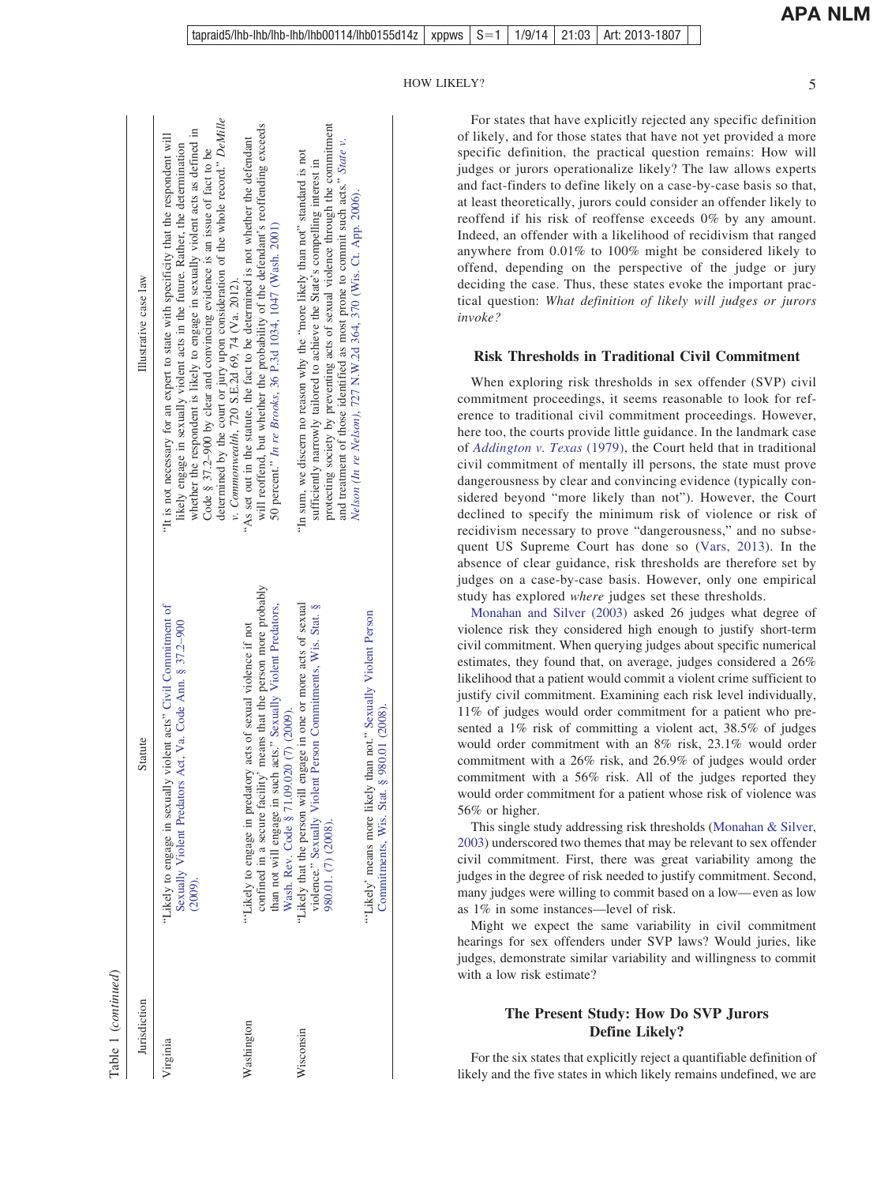Table 1 (*continued*)

| Jurisdiction | Statute | Illustrative case law |
|---|---|---|
| Virginia | "Likely to engage in sexually violent acts" Civil Commitment of Sexually Violent Predators Act, Va. Code Ann. § 37.2–900 (2009). | "It is not necessary for an expert to state with specificity that the respondent will likely engage in sexually violent acts in the future. Rather, the determination whether the respondent is likely to engage in sexually violent acts as defined in Code § 37.2–900 by clear and convincing evidence is an issue of fact to be determined by the court or jury upon consideration of the whole record." *DeMille v. Commonwealth*, 720 S.E.2d 69, 74 (Va. 2012). |
| Washington | "'Likely to engage in predatory acts of sexual violence if not confined in a secure facility' means that the person more probably than not will engage in such acts." Sexually Violent Predators, Wash. Rev. Code § 71.09.020 (7) (2009). | "As set out in the statute, the fact to be determined is not whether the defendant will reoffend, but whether the probability of the defendant's reoffending exceeds 50 percent." *In re Brooks*, 36 P.3d 1034, 1047 (Wash. 2001) |
| Wisconsin | "Likely that the person will engage in one or more acts of sexual violence." Sexually Violent Person Commitments, Wis. Stat. § 980.01. (7) (2008).<br><br>"'Likely' means more likely than not." Sexually Violent Person Commitments, Wis. Stat. § 980.01 (2008). | "In sum, we discern no reason why the "more likely than not" standard is not sufficiently narrowly tailored to achieve the State's compelling interest in protecting society by preventing acts of sexual violence through the commitment and treatment of those identified as most prone to commit such acts." *State v. Nelson (In re Nelson)*, 727 N.W.2d 364, 370 (Wis. Ct. App. 2006). |

For states that have explicitly rejected any specific definition of likely, and for those states that have not yet provided a more specific definition, the practical question remains: How will judges or jurors operationalize likely? The law allows experts and fact-finders to define likely on a case-by-case basis so that, at least theoretically, jurors could consider an offender likely to reoffend if his risk of reoffense exceeds 0% by any amount. Indeed, an offender with a likelihood of recidivism that ranged anywhere from 0.01% to 100% might be considered likely to offend, depending on the perspective of the judge or jury deciding the case. Thus, these states evoke the important practical question: *What definition of likely will judges or jurors invoke?*

## Risk Thresholds in Traditional Civil Commitment

When exploring risk thresholds in sex offender (SVP) civil commitment proceedings, it seems reasonable to look for reference to traditional civil commitment proceedings. However, here too, the courts provide little guidance. In the landmark case of *Addington v. Texas* (1979), the Court held that in traditional civil commitment of mentally ill persons, the state must prove dangerousness by clear and convincing evidence (typically considered beyond "more likely than not"). However, the Court declined to specify the minimum risk of violence or risk of recidivism necessary to prove "dangerousness," and no subsequent US Supreme Court has done so (Vars, 2013). In the absence of clear guidance, risk thresholds are therefore set by judges on a case-by-case basis. However, only one empirical study has explored *where* judges set these thresholds.

Monahan and Silver (2003) asked 26 judges what degree of violence risk they considered high enough to justify short-term civil commitment. When querying judges about specific numerical estimates, they found that, on average, judges considered a 26% likelihood that a patient would commit a violent crime sufficient to justify civil commitment. Examining each risk level individually, 11% of judges would order commitment for a patient who presented a 1% risk of committing a violent act, 38.5% of judges would order commitment with an 8% risk, 23.1% would order commitment with a 26% risk, and 26.9% of judges would order commitment with a 56% risk. All of the judges reported they would order commitment for a patient whose risk of violence was 56% or higher.

This single study addressing risk thresholds (Monahan & Silver, 2003) underscored two themes that may be relevant to sex offender civil commitment. First, there was great variability among the judges in the degree of risk needed to justify commitment. Second, many judges were willing to commit based on a low—even as low as 1% in some instances—level of risk.

Might we expect the same variability in civil commitment hearings for sex offenders under SVP laws? Would juries, like judges, demonstrate similar variability and willingness to commit with a low risk estimate?

## The Present Study: How Do SVP Jurors Define Likely?

For the six states that explicitly reject a quantifiable definition of likely and the five states in which likely remains undefined, we are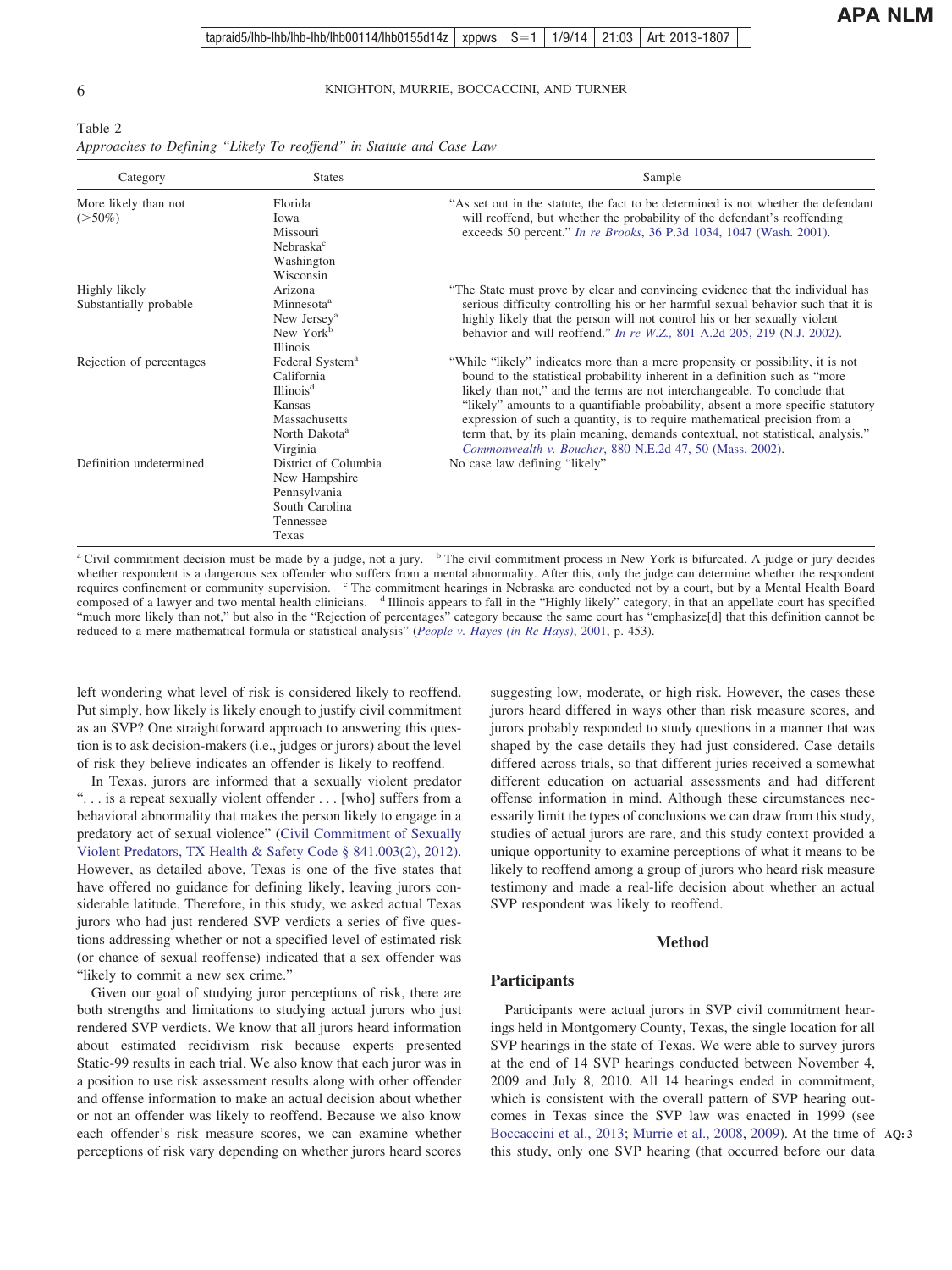Table 2
*Approaches to Defining "Likely To reoffend" in Statute and Case Law*

| Category | States | Sample |
|---|---|---|
| More likely than not (>50%) | Florida<br>Iowa<br>Missouri<br>Nebraska[c]<br>Washington<br>Wisconsin | "As set out in the statute, the fact to be determined is not whether the defendant will reoffend, but whether the probability of the defendant's reoffending exceeds 50 percent." *In re Brooks*, 36 P.3d 1034, 1047 (Wash. 2001). |
| Highly likely<br>Substantially probable | Arizona<br>Minnesota[a]<br>New Jersey[a]<br>New York[b]<br>Illinois | "The State must prove by clear and convincing evidence that the individual has serious difficulty controlling his or her harmful sexual behavior such that it is highly likely that the person will not control his or her sexually violent behavior and will reoffend." *In re W.Z.*, 801 A.2d 205, 219 (N.J. 2002). |
| Rejection of percentages | Federal System[a]<br>California<br>Illinois[d]<br>Kansas<br>Massachusetts<br>North Dakota[a]<br>Virginia | "While "likely" indicates more than a mere propensity or possibility, it is not bound to the statistical probability inherent in a definition such as "more likely than not," and the terms are not interchangeable. To conclude that "likely" amounts to a quantifiable probability, absent a more specific statutory expression of such a quantity, is to require mathematical precision from a term that, by its plain meaning, demands contextual, not statistical, analysis." *Commonwealth v. Boucher*, 880 N.E.2d 47, 50 (Mass. 2002). |
| Definition undetermined | District of Columbia<br>New Hampshire<br>Pennsylvania<br>South Carolina<br>Tennessee<br>Texas | No case law defining "likely" |

[a] Civil commitment decision must be made by a judge, not a jury. [b] The civil commitment process in New York is bifurcated. A judge or jury decides whether respondent is a dangerous sex offender who suffers from a mental abnormality. After this, only the judge can determine whether the respondent requires confinement or community supervision. [c] The commitment hearings in Nebraska are conducted not by a court, but by a Mental Health Board composed of a lawyer and two mental health clinicians. [d] Illinois appears to fall in the "Highly likely" category, in that an appellate court has specified "much more likely than not," but also in the "Rejection of percentages" category because the same court has "emphasize[d] that this definition cannot be reduced to a mere mathematical formula or statistical analysis" (*People v. Hayes (in Re Hays)*, 2001, p. 453).

left wondering what level of risk is considered likely to reoffend. Put simply, how likely is likely enough to justify civil commitment as an SVP? One straightforward approach to answering this question is to ask decision-makers (i.e., judges or jurors) about the level of risk they believe indicates an offender is likely to reoffend.

In Texas, jurors are informed that a sexually violent predator ". . . is a repeat sexually violent offender . . . [who] suffers from a behavioral abnormality that makes the person likely to engage in a predatory act of sexual violence" (Civil Commitment of Sexually Violent Predators, TX Health & Safety Code § 841.003(2), 2012). However, as detailed above, Texas is one of the five states that have offered no guidance for defining likely, leaving jurors considerable latitude. Therefore, in this study, we asked actual Texas jurors who had just rendered SVP verdicts a series of five questions addressing whether or not a specified level of estimated risk (or chance of sexual reoffense) indicated that a sex offender was "likely to commit a new sex crime."

Given our goal of studying juror perceptions of risk, there are both strengths and limitations to studying actual jurors who just rendered SVP verdicts. We know that all jurors heard information about estimated recidivism risk because experts presented Static-99 results in each trial. We also know that each juror was in a position to use risk assessment results along with other offender and offense information to make an actual decision about whether or not an offender was likely to reoffend. Because we also know each offender's risk measure scores, we can examine whether perceptions of risk vary depending on whether jurors heard scores suggesting low, moderate, or high risk. However, the cases these jurors heard differed in ways other than risk measure scores, and jurors probably responded to study questions in a manner that was shaped by the case details they had just considered. Case details differed across trials, so that different juries received a somewhat different education on actuarial assessments and had different offense information in mind. Although these circumstances necessarily limit the types of conclusions we can draw from this study, studies of actual jurors are rare, and this study context provided a unique opportunity to examine perceptions of what it means to be likely to reoffend among a group of jurors who heard risk measure testimony and made a real-life decision about whether an actual SVP respondent was likely to reoffend.

## Method

### Participants

Participants were actual jurors in SVP civil commitment hearings held in Montgomery County, Texas, the single location for all SVP hearings in the state of Texas. We were able to survey jurors at the end of 14 SVP hearings conducted between November 4, 2009 and July 8, 2010. All 14 hearings ended in commitment, which is consistent with the overall pattern of SVP hearing outcomes in Texas since the SVP law was enacted in 1999 (see Boccaccini et al., 2013; Murrie et al., 2008, 2009). At the time of this study, only one SVP hearing (that occurred before our data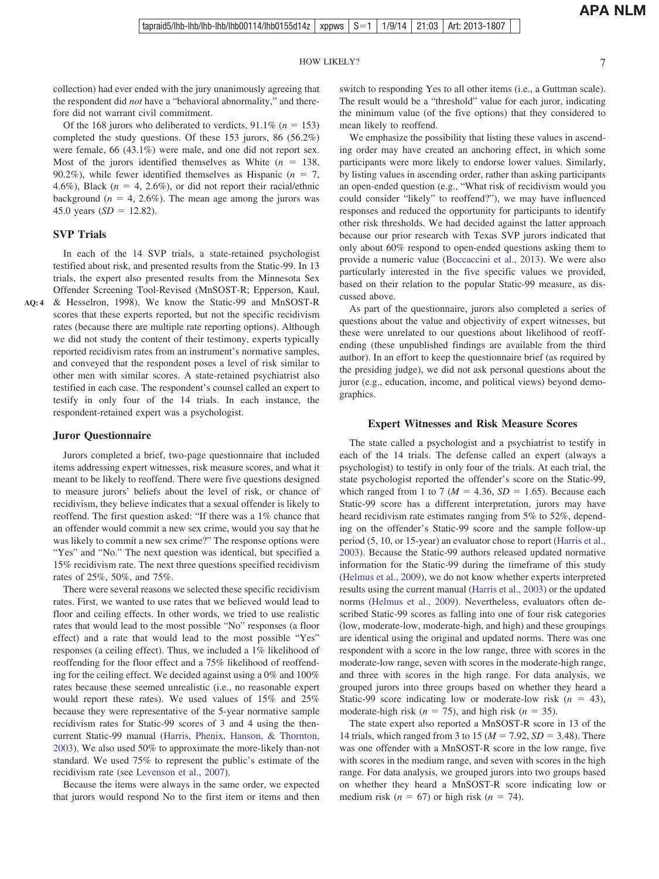collection) had ever ended with the jury unanimously agreeing that the respondent did *not* have a "behavioral abnormality," and therefore did not warrant civil commitment.

Of the 168 jurors who deliberated to verdicts, 91.1% ($n$ = 153) completed the study questions. Of these 153 jurors, 86 (56.2%) were female, 66 (43.1%) were male, and one did not report sex. Most of the jurors identified themselves as White ($n$ = 138, 90.2%), while fewer identified themselves as Hispanic ($n$ = 7, 4.6%), Black ($n$ = 4, 2.6%), or did not report their racial/ethnic background ($n$ = 4, 2.6%). The mean age among the jurors was 45.0 years ($SD$ = 12.82).

### SVP Trials

In each of the 14 SVP trials, a state-retained psychologist testified about risk, and presented results from the Static-99. In 13 trials, the expert also presented results from the Minnesota Sex Offender Screening Tool-Revised (MnSOST-R; Epperson, Kaul, & Hesselron, 1998). We know the Static-99 and MnSOST-R scores that these experts reported, but not the specific recidivism rates (because there are multiple rate reporting options). Although we did not study the content of their testimony, experts typically reported recidivism rates from an instrument's normative samples, and conveyed that the respondent poses a level of risk similar to other men with similar scores. A state-retained psychiatrist also testified in each case. The respondent's counsel called an expert to testify in only four of the 14 trials. In each instance, the respondent-retained expert was a psychologist.

### Juror Questionnaire

Jurors completed a brief, two-page questionnaire that included items addressing expert witnesses, risk measure scores, and what it meant to be likely to reoffend. There were five questions designed to measure jurors' beliefs about the level of risk, or chance of recidivism, they believe indicates that a sexual offender is likely to reoffend. The first question asked: "If there was a 1% chance that an offender would commit a new sex crime, would you say that he was likely to commit a new sex crime?" The response options were "Yes" and "No." The next question was identical, but specified a 15% recidivism rate. The next three questions specified recidivism rates of 25%, 50%, and 75%.

There were several reasons we selected these specific recidivism rates. First, we wanted to use rates that we believed would lead to floor and ceiling effects. In other words, we tried to use realistic rates that would lead to the most possible "No" responses (a floor effect) and a rate that would lead to the most possible "Yes" responses (a ceiling effect). Thus, we included a 1% likelihood of reoffending for the floor effect and a 75% likelihood of reoffending for the ceiling effect. We decided against using a 0% and 100% rates because these seemed unrealistic (i.e., no reasonable expert would report these rates). We used values of 15% and 25% because they were representative of the 5-year normative sample recidivism rates for Static-99 scores of 3 and 4 using the then-current Static-99 manual (Harris, Phenix, Hanson, & Thornton, 2003). We also used 50% to approximate the more-likely than-not standard. We used 75% to represent the public's estimate of the recidivism rate (see Levenson et al., 2007).

Because the items were always in the same order, we expected that jurors would respond No to the first item or items and then switch to responding Yes to all other items (i.e., a Guttman scale). The result would be a "threshold" value for each juror, indicating the minimum value (of the five options) that they considered to mean likely to reoffend.

We emphasize the possibility that listing these values in ascending order may have created an anchoring effect, in which some participants were more likely to endorse lower values. Similarly, by listing values in ascending order, rather than asking participants an open-ended question (e.g., "What risk of recidivism would you could consider "likely" to reoffend?"), we may have influenced responses and reduced the opportunity for participants to identify other risk thresholds. We had decided against the latter approach because our prior research with Texas SVP jurors indicated that only about 60% respond to open-ended questions asking them to provide a numeric value (Boccaccini et al., 2013). We were also particularly interested in the five specific values we provided, based on their relation to the popular Static-99 measure, as discussed above.

As part of the questionnaire, jurors also completed a series of questions about the value and objectivity of expert witnesses, but these were unrelated to our questions about likelihood of reoffending (these unpublished findings are available from the third author). In an effort to keep the questionnaire brief (as required by the presiding judge), we did not ask personal questions about the juror (e.g., education, income, and political views) beyond demographics.

## Expert Witnesses and Risk Measure Scores

The state called a psychologist and a psychiatrist to testify in each of the 14 trials. The defense called an expert (always a psychologist) to testify in only four of the trials. At each trial, the state psychologist reported the offender's score on the Static-99, which ranged from 1 to 7 ($M$ = 4.36, $SD$ = 1.65). Because each Static-99 score has a different interpretation, jurors may have heard recidivism rate estimates ranging from 5% to 52%, depending on the offender's Static-99 score and the sample follow-up period (5, 10, or 15-year) an evaluator chose to report (Harris et al., 2003). Because the Static-99 authors released updated normative information for the Static-99 during the timeframe of this study (Helmus et al., 2009), we do not know whether experts interpreted results using the current manual (Harris et al., 2003) or the updated norms (Helmus et al., 2009). Nevertheless, evaluators often described Static-99 scores as falling into one of four risk categories (low, moderate-low, moderate-high, and high) and these groupings are identical using the original and updated norms. There was one respondent with a score in the low range, three with scores in the moderate-low range, seven with scores in the moderate-high range, and three with scores in the high range. For data analysis, we grouped jurors into three groups based on whether they heard a Static-99 score indicating low or moderate-low risk ($n$ = 43), moderate-high risk ($n$ = 75), and high risk ($n$ = 35).

The state expert also reported a MnSOST-R score in 13 of the 14 trials, which ranged from 3 to 15 ($M$ = 7.92, $SD$ = 3.48). There was one offender with a MnSOST-R score in the low range, five with scores in the medium range, and seven with scores in the high range. For data analysis, we grouped jurors into two groups based on whether they heard a MnSOST-R score indicating low or medium risk ($n$ = 67) or high risk ($n$ = 74).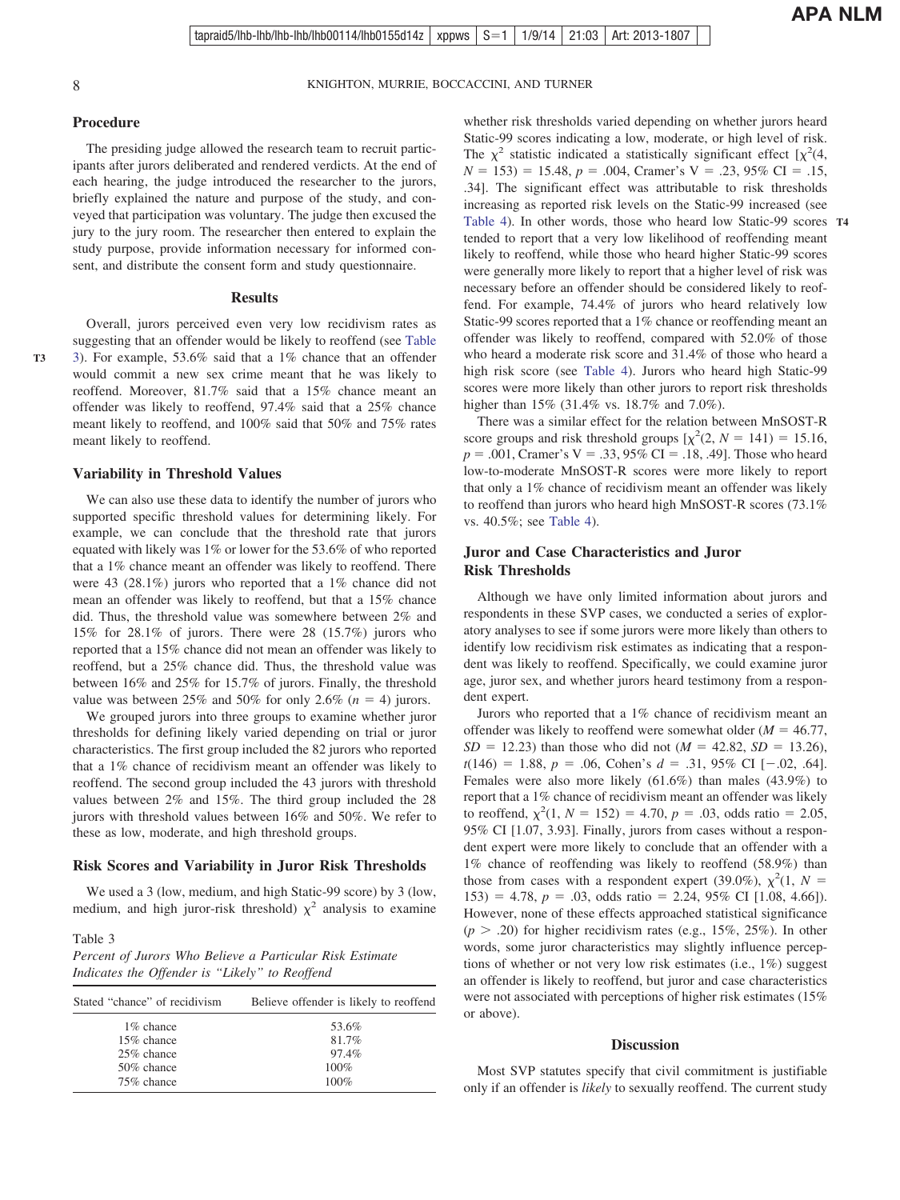## Procedure

The presiding judge allowed the research team to recruit participants after jurors deliberated and rendered verdicts. At the end of each hearing, the judge introduced the researcher to the jurors, briefly explained the nature and purpose of the study, and conveyed that participation was voluntary. The judge then excused the jury to the jury room. The researcher then entered to explain the study purpose, provide information necessary for informed consent, and distribute the consent form and study questionnaire.

# Results

Overall, jurors perceived even very low recidivism rates as suggesting that an offender would be likely to reoffend (see Table 3). For example, 53.6% said that a 1% chance that an offender would commit a new sex crime meant that he was likely to reoffend. Moreover, 81.7% said that a 15% chance meant an offender was likely to reoffend, 97.4% said that a 25% chance meant likely to reoffend, and 100% said that 50% and 75% rates meant likely to reoffend.

## Variability in Threshold Values

We can also use these data to identify the number of jurors who supported specific threshold values for determining likely. For example, we can conclude that the threshold rate that jurors equated with likely was 1% or lower for the 53.6% of who reported that a 1% chance meant an offender was likely to reoffend. There were 43 (28.1%) jurors who reported that a 1% chance did not mean an offender was likely to reoffend, but that a 15% chance did. Thus, the threshold value was somewhere between 2% and 15% for 28.1% of jurors. There were 28 (15.7%) jurors who reported that a 15% chance did not mean an offender was likely to reoffend, but a 25% chance did. Thus, the threshold value was between 16% and 25% for 15.7% of jurors. Finally, the threshold value was between 25% and 50% for only 2.6% ($n = 4$) jurors.

We grouped jurors into three groups to examine whether juror thresholds for defining likely varied depending on trial or juror characteristics. The first group included the 82 jurors who reported that a 1% chance of recidivism meant an offender was likely to reoffend. The second group included the 43 jurors with threshold values between 2% and 15%. The third group included the 28 jurors with threshold values between 16% and 50%. We refer to these as low, moderate, and high threshold groups.

## Risk Scores and Variability in Juror Risk Thresholds

We used a 3 (low, medium, and high Static-99 score) by 3 (low, medium, and high juror-risk threshold) $\chi^2$ analysis to examine whether risk thresholds varied depending on whether jurors heard Static-99 scores indicating a low, moderate, or high level of risk. The $\chi^2$ statistic indicated a statistically significant effect [$\chi^2(4, N = 153) = 15.48$, $p = .004$, Cramer's V = .23, 95% CI = .15, .34]. The significant effect was attributable to risk thresholds increasing as reported risk levels on the Static-99 increased (see Table 4). In other words, those who heard low Static-99 scores tended to report that a very low likelihood of reoffending meant likely to reoffend, while those who heard higher Static-99 scores were generally more likely to report that a higher level of risk was necessary before an offender should be considered likely to reoffend. For example, 74.4% of jurors who heard relatively low Static-99 scores reported that a 1% chance or reoffending meant an offender was likely to reoffend, compared with 52.0% of those who heard a moderate risk score and 31.4% of those who heard a high risk score (see Table 4). Jurors who heard high Static-99 scores were more likely than other jurors to report risk thresholds higher than 15% (31.4% vs. 18.7% and 7.0%).

There was a similar effect for the relation between MnSOST-R score groups and risk threshold groups [$\chi^2(2, N = 141) = 15.16$, $p = .001$, Cramer's V = .33, 95% CI = .18, .49]. Those who heard low-to-moderate MnSOST-R scores were more likely to report that only a 1% chance of recidivism meant an offender was likely to reoffend than jurors who heard high MnSOST-R scores (73.1% vs. 40.5%; see Table 4).

Table 3
*Percent of Jurors Who Believe a Particular Risk Estimate Indicates the Offender is "Likely" to Reoffend*

| Stated "chance" of recidivism | Believe offender is likely to reoffend |
|---|---|
| 1% chance | 53.6% |
| 15% chance | 81.7% |
| 25% chance | 97.4% |
| 50% chance | 100% |
| 75% chance | 100% |

## Juror and Case Characteristics and Juror Risk Thresholds

Although we have only limited information about jurors and respondents in these SVP cases, we conducted a series of exploratory analyses to see if some jurors were more likely than others to identify low recidivism risk estimates as indicating that a respondent was likely to reoffend. Specifically, we could examine juror age, juror sex, and whether jurors heard testimony from a respondent expert.

Jurors who reported that a 1% chance of recidivism meant an offender was likely to reoffend were somewhat older ($M = 46.77$, $SD = 12.23$) than those who did not ($M = 42.82$, $SD = 13.26$), $t(146) = 1.88$, $p = .06$, Cohen's $d = .31$, 95% CI [−.02, .64]. Females were also more likely (61.6%) than males (43.9%) to report that a 1% chance of recidivism meant an offender was likely to reoffend, $\chi^2(1, N = 152) = 4.70$, $p = .03$, odds ratio = 2.05, 95% CI [1.07, 3.93]. Finally, jurors from cases without a respondent expert were more likely to conclude that an offender with a 1% chance of reoffending was likely to reoffend (58.9%) than those from cases with a respondent expert (39.0%), $\chi^2(1, N = 153) = 4.78$, $p = .03$, odds ratio = 2.24, 95% CI [1.08, 4.66]). However, none of these effects approached statistical significance ($p > .20$) for higher recidivism rates (e.g., 15%, 25%). In other words, some juror characteristics may slightly influence perceptions of whether or not very low risk estimates (i.e., 1%) suggest an offender is likely to reoffend, but juror and case characteristics were not associated with perceptions of higher risk estimates (15% or above).

# Discussion

Most SVP statutes specify that civil commitment is justifiable only if an offender is *likely* to sexually reoffend. The current study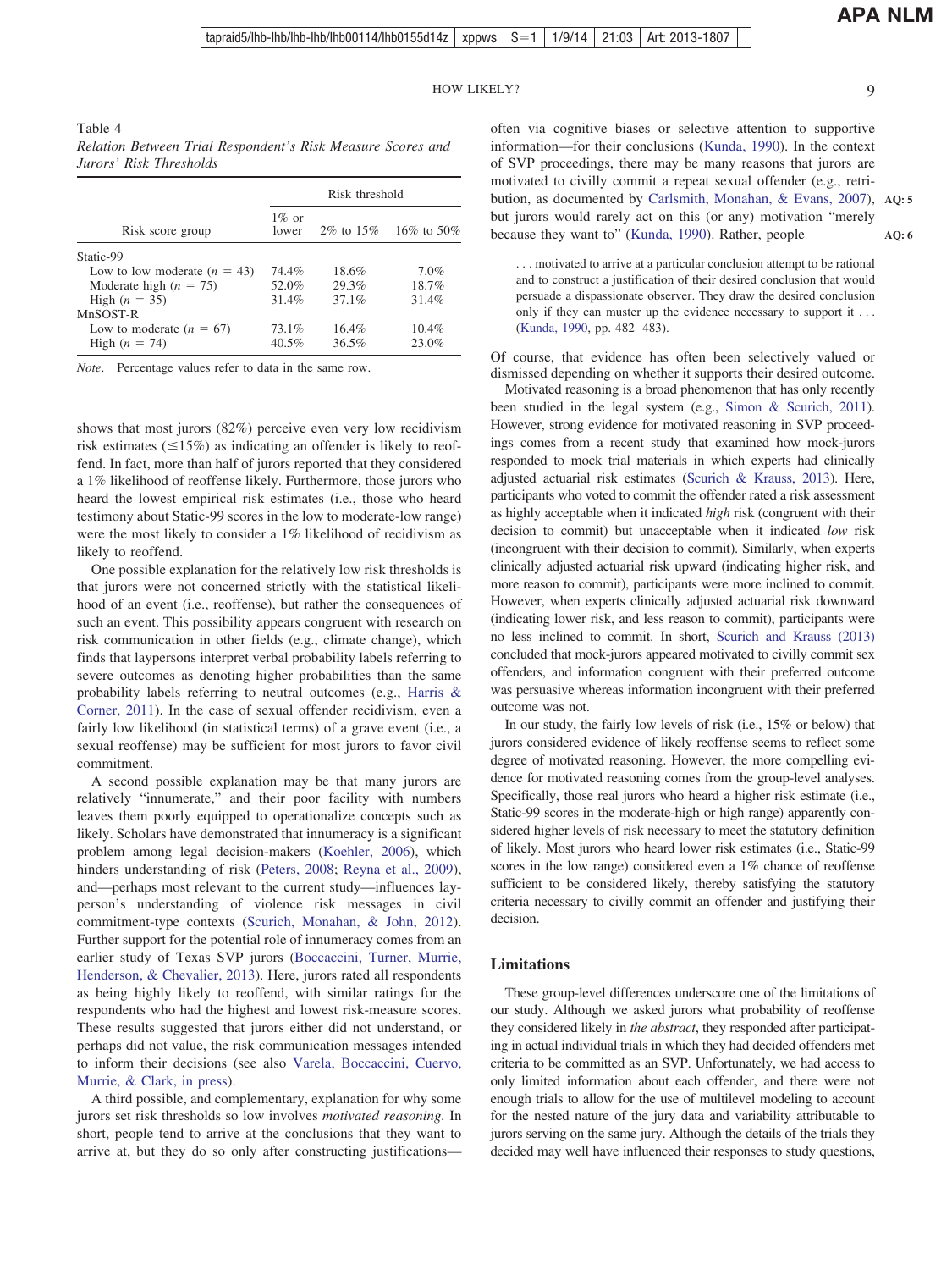Table 4
*Relation Between Trial Respondent's Risk Measure Scores and Jurors' Risk Thresholds*

| Risk score group | Risk threshold | | |
|---|---|---|---|
| | 1% or lower | 2% to 15% | 16% to 50% |
| Static-99 | | | |
| Low to low moderate ($n$ = 43) | 74.4% | 18.6% | 7.0% |
| Moderate high ($n$ = 75) | 52.0% | 29.3% | 18.7% |
| High ($n$ = 35) | 31.4% | 37.1% | 31.4% |
| MnSOST-R | | | |
| Low to moderate ($n$ = 67) | 73.1% | 16.4% | 10.4% |
| High ($n$ = 74) | 40.5% | 36.5% | 23.0% |

*Note*. Percentage values refer to data in the same row.

shows that most jurors (82%) perceive even very low recidivism risk estimates (≤15%) as indicating an offender is likely to reoffend. In fact, more than half of jurors reported that they considered a 1% likelihood of reoffense likely. Furthermore, those jurors who heard the lowest empirical risk estimates (i.e., those who heard testimony about Static-99 scores in the low to moderate-low range) were the most likely to consider a 1% likelihood of recidivism as likely to reoffend.

One possible explanation for the relatively low risk thresholds is that jurors were not concerned strictly with the statistical likelihood of an event (i.e., reoffense), but rather the consequences of such an event. This possibility appears congruent with research on risk communication in other fields (e.g., climate change), which finds that laypersons interpret verbal probability labels referring to severe outcomes as denoting higher probabilities than the same probability labels referring to neutral outcomes (e.g., Harris & Corner, 2011). In the case of sexual offender recidivism, even a fairly low likelihood (in statistical terms) of a grave event (i.e., a sexual reoffense) may be sufficient for most jurors to favor civil commitment.

A second possible explanation may be that many jurors are relatively "innumerate," and their poor facility with numbers leaves them poorly equipped to operationalize concepts such as likely. Scholars have demonstrated that innumeracy is a significant problem among legal decision-makers (Koehler, 2006), which hinders understanding of risk (Peters, 2008; Reyna et al., 2009), and—perhaps most relevant to the current study—influences layperson's understanding of violence risk messages in civil commitment-type contexts (Scurich, Monahan, & John, 2012). Further support for the potential role of innumeracy comes from an earlier study of Texas SVP jurors (Boccaccini, Turner, Murrie, Henderson, & Chevalier, 2013). Here, jurors rated all respondents as being highly likely to reoffend, with similar ratings for the respondents who had the highest and lowest risk-measure scores. These results suggested that jurors either did not understand, or perhaps did not value, the risk communication messages intended to inform their decisions (see also Varela, Boccaccini, Cuervo, Murrie, & Clark, in press).

A third possible, and complementary, explanation for why some jurors set risk thresholds so low involves *motivated reasoning*. In short, people tend to arrive at the conclusions that they want to arrive at, but they do so only after constructing justifications—often via cognitive biases or selective attention to supportive information—for their conclusions (Kunda, 1990). In the context of SVP proceedings, there may be many reasons that jurors are motivated to civilly commit a repeat sexual offender (e.g., retribution, as documented by Carlsmith, Monahan, & Evans, 2007), but jurors would rarely act on this (or any) motivation "merely because they want to" (Kunda, 1990). Rather, people

> . . . motivated to arrive at a particular conclusion attempt to be rational and to construct a justification of their desired conclusion that would persuade a dispassionate observer. They draw the desired conclusion only if they can muster up the evidence necessary to support it . . . (Kunda, 1990, pp. 482–483).

Of course, that evidence has often been selectively valued or dismissed depending on whether it supports their desired outcome.

Motivated reasoning is a broad phenomenon that has only recently been studied in the legal system (e.g., Simon & Scurich, 2011). However, strong evidence for motivated reasoning in SVP proceedings comes from a recent study that examined how mock-jurors responded to mock trial materials in which experts had clinically adjusted actuarial risk estimates (Scurich & Krauss, 2013). Here, participants who voted to commit the offender rated a risk assessment as highly acceptable when it indicated *high* risk (congruent with their decision to commit) but unacceptable when it indicated *low* risk (incongruent with their decision to commit). Similarly, when experts clinically adjusted actuarial risk upward (indicating higher risk, and more reason to commit), participants were more inclined to commit. However, when experts clinically adjusted actuarial risk downward (indicating lower risk, and less reason to commit), participants were no less inclined to commit. In short, Scurich and Krauss (2013) concluded that mock-jurors appeared motivated to civilly commit sex offenders, and information congruent with their preferred outcome was persuasive whereas information incongruent with their preferred outcome was not.

In our study, the fairly low levels of risk (i.e., 15% or below) that jurors considered evidence of likely reoffense seems to reflect some degree of motivated reasoning. However, the more compelling evidence for motivated reasoning comes from the group-level analyses. Specifically, those real jurors who heard a higher risk estimate (i.e., Static-99 scores in the moderate-high or high range) apparently considered higher levels of risk necessary to meet the statutory definition of likely. Most jurors who heard lower risk estimates (i.e., Static-99 scores in the low range) considered even a 1% chance of reoffense sufficient to be considered likely, thereby satisfying the statutory criteria necessary to civilly commit an offender and justifying their decision.

## Limitations

These group-level differences underscore one of the limitations of our study. Although we asked jurors what probability of reoffense they considered likely in *the abstract*, they responded after participating in actual individual trials in which they had decided offenders met criteria to be committed as an SVP. Unfortunately, we had access to only limited information about each offender, and there were not enough trials to allow for the use of multilevel modeling to account for the nested nature of the jury data and variability attributable to jurors serving on the same jury. Although the details of the trials they decided may well have influenced their responses to study questions,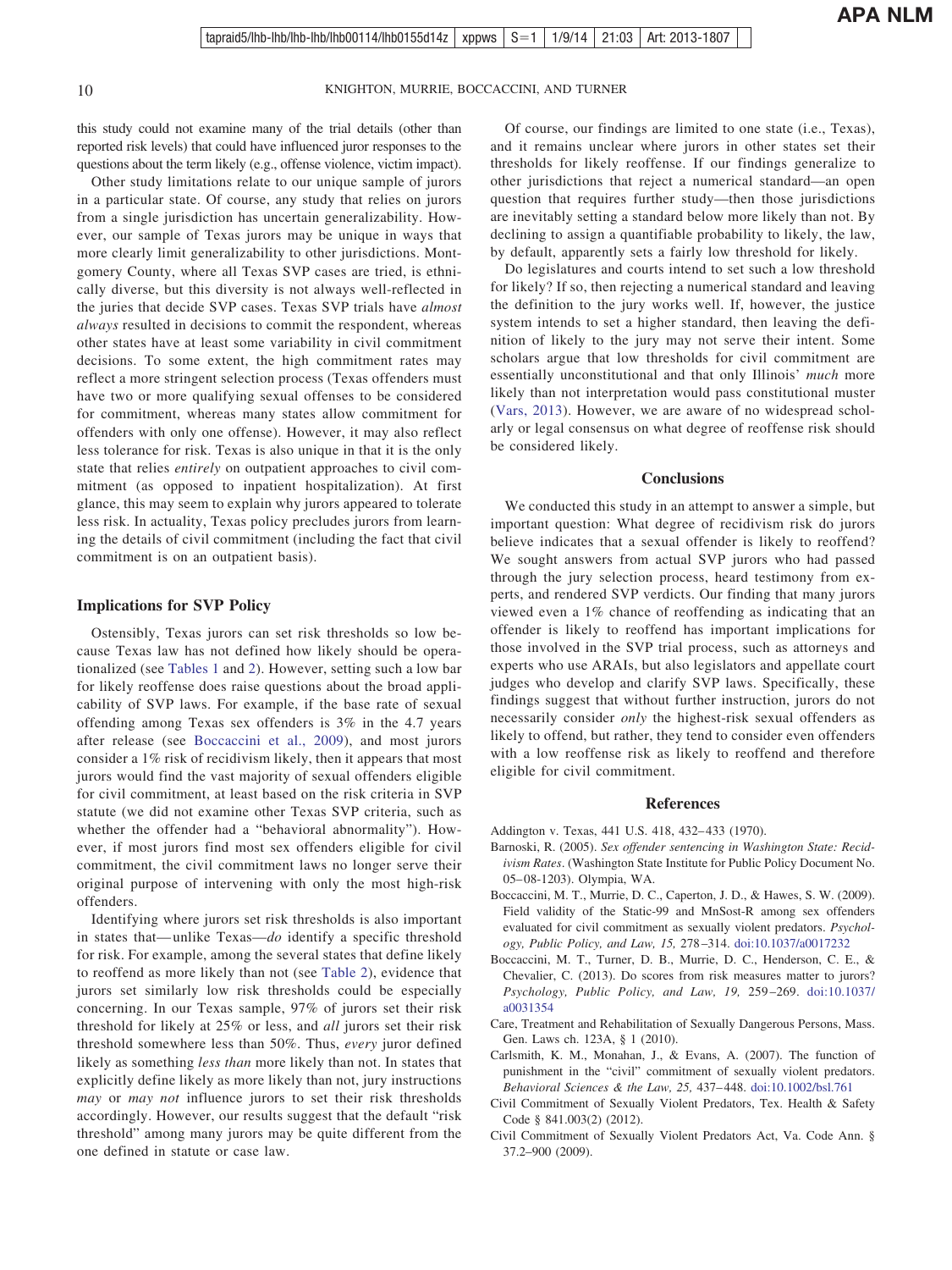this study could not examine many of the trial details (other than reported risk levels) that could have influenced juror responses to the questions about the term likely (e.g., offense violence, victim impact).

Other study limitations relate to our unique sample of jurors in a particular state. Of course, any study that relies on jurors from a single jurisdiction has uncertain generalizability. However, our sample of Texas jurors may be unique in ways that more clearly limit generalizability to other jurisdictions. Montgomery County, where all Texas SVP cases are tried, is ethnically diverse, but this diversity is not always well-reflected in the juries that decide SVP cases. Texas SVP trials have *almost always* resulted in decisions to commit the respondent, whereas other states have at least some variability in civil commitment decisions. To some extent, the high commitment rates may reflect a more stringent selection process (Texas offenders must have two or more qualifying sexual offenses to be considered for commitment, whereas many states allow commitment for offenders with only one offense). However, it may also reflect less tolerance for risk. Texas is also unique in that it is the only state that relies *entirely* on outpatient approaches to civil commitment (as opposed to inpatient hospitalization). At first glance, this may seem to explain why jurors appeared to tolerate less risk. In actuality, Texas policy precludes jurors from learning the details of civil commitment (including the fact that civil commitment is on an outpatient basis).

## Implications for SVP Policy

Ostensibly, Texas jurors can set risk thresholds so low because Texas law has not defined how likely should be operationalized (see Tables 1 and 2). However, setting such a low bar for likely reoffense does raise questions about the broad applicability of SVP laws. For example, if the base rate of sexual offending among Texas sex offenders is 3% in the 4.7 years after release (see Boccaccini et al., 2009), and most jurors consider a 1% risk of recidivism likely, then it appears that most jurors would find the vast majority of sexual offenders eligible for civil commitment, at least based on the risk criteria in SVP statute (we did not examine other Texas SVP criteria, such as whether the offender had a "behavioral abnormality"). However, if most jurors find most sex offenders eligible for civil commitment, the civil commitment laws no longer serve their original purpose of intervening with only the most high-risk offenders.

Identifying where jurors set risk thresholds is also important in states that—unlike Texas—*do* identify a specific threshold for risk. For example, among the several states that define likely to reoffend as more likely than not (see Table 2), evidence that jurors set similarly low risk thresholds could be especially concerning. In our Texas sample, 97% of jurors set their risk threshold for likely at 25% or less, and *all* jurors set their risk threshold somewhere less than 50%. Thus, *every* juror defined likely as something *less than* more likely than not. In states that explicitly define likely as more likely than not, jury instructions *may* or *may not* influence jurors to set their risk thresholds accordingly. However, our results suggest that the default "risk threshold" among many jurors may be quite different from the one defined in statute or case law.

Of course, our findings are limited to one state (i.e., Texas), and it remains unclear where jurors in other states set their thresholds for likely reoffense. If our findings generalize to other jurisdictions that reject a numerical standard—an open question that requires further study—then those jurisdictions are inevitably setting a standard below more likely than not. By declining to assign a quantifiable probability to likely, the law, by default, apparently sets a fairly low threshold for likely.

Do legislatures and courts intend to set such a low threshold for likely? If so, then rejecting a numerical standard and leaving the definition to the jury works well. If, however, the justice system intends to set a higher standard, then leaving the definition of likely to the jury may not serve their intent. Some scholars argue that low thresholds for civil commitment are essentially unconstitutional and that only Illinois' *much* more likely than not interpretation would pass constitutional muster (Vars, 2013). However, we are aware of no widespread scholarly or legal consensus on what degree of reoffense risk should be considered likely.

## Conclusions

We conducted this study in an attempt to answer a simple, but important question: What degree of recidivism risk do jurors believe indicates that a sexual offender is likely to reoffend? We sought answers from actual SVP jurors who had passed through the jury selection process, heard testimony from experts, and rendered SVP verdicts. Our finding that many jurors viewed even a 1% chance of reoffending as indicating that an offender is likely to reoffend has important implications for those involved in the SVP trial process, such as attorneys and experts who use ARAIs, but also legislators and appellate court judges who develop and clarify SVP laws. Specifically, these findings suggest that without further instruction, jurors do not necessarily consider *only* the highest-risk sexual offenders as likely to offend, but rather, they tend to consider even offenders with a low reoffense risk as likely to reoffend and therefore eligible for civil commitment.

## References

Addington v. Texas, 441 U.S. 418, 432–433 (1970).

Barnoski, R. (2005). *Sex offender sentencing in Washington State: Recidivism Rates*. (Washington State Institute for Public Policy Document No. 05–08-1203). Olympia, WA.

Boccaccini, M. T., Murrie, D. C., Caperton, J. D., & Hawes, S. W. (2009). Field validity of the Static-99 and MnSost-R among sex offenders evaluated for civil commitment as sexually violent predators. *Psychology, Public Policy, and Law, 15,* 278–314. doi:10.1037/a0017232

Boccaccini, M. T., Turner, D. B., Murrie, D. C., Henderson, C. E., & Chevalier, C. (2013). Do scores from risk measures matter to jurors? *Psychology, Public Policy, and Law, 19,* 259–269. doi:10.1037/a0031354

Care, Treatment and Rehabilitation of Sexually Dangerous Persons, Mass. Gen. Laws ch. 123A, § 1 (2010).

Carlsmith, K. M., Monahan, J., & Evans, A. (2007). The function of punishment in the "civil" commitment of sexually violent predators. *Behavioral Sciences & the Law, 25,* 437–448. doi:10.1002/bsl.761

Civil Commitment of Sexually Violent Predators, Tex. Health & Safety Code § 841.003(2) (2012).

Civil Commitment of Sexually Violent Predators Act, Va. Code Ann. § 37.2–900 (2009).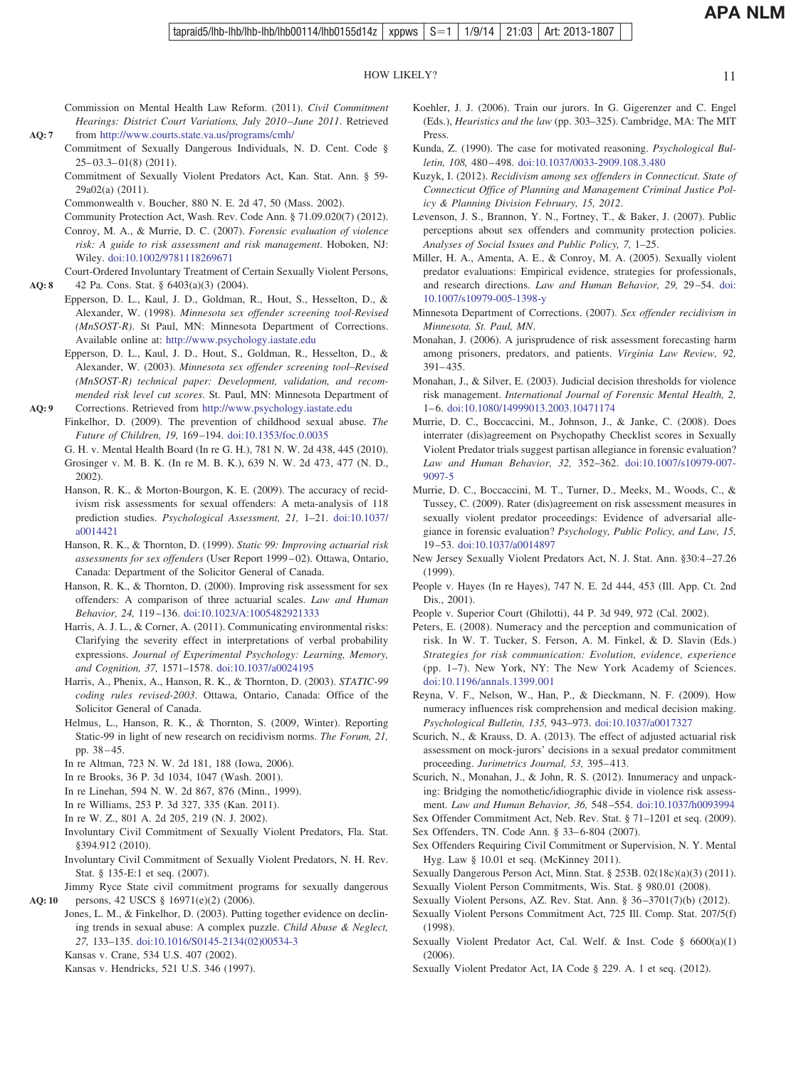Commission on Mental Health Law Reform. (2011). *Civil Commitment Hearings: District Court Variations, July 2010–June 2011*. Retrieved from http://www.courts.state.va.us/programs/cmh/

Commitment of Sexually Dangerous Individuals, N. D. Cent. Code § 25–03.3–01(8) (2011).

Commitment of Sexually Violent Predators Act, Kan. Stat. Ann. § 59-29a02(a) (2011).

Commonwealth v. Boucher, 880 N. E. 2d 47, 50 (Mass. 2002).

Community Protection Act, Wash. Rev. Code Ann. § 71.09.020(7) (2012).

Conroy, M. A., & Murrie, D. C. (2007). *Forensic evaluation of violence risk: A guide to risk assessment and risk management*. Hoboken, NJ: Wiley. doi:10.1002/9781118269671

Court-Ordered Involuntary Treatment of Certain Sexually Violent Persons, 42 Pa. Cons. Stat. § 6403(a)(3) (2004).

Epperson, D. L., Kaul, J. D., Goldman, R., Hout, S., Hesselton, D., & Alexander, W. (1998). *Minnesota sex offender screening tool-Revised (MnSOST-R)*. St Paul, MN: Minnesota Department of Corrections. Available online at: http://www.psychology.iastate.edu

Epperson, D. L., Kaul, J. D., Hout, S., Goldman, R., Hesselton, D., & Alexander, W. (2003). *Minnesota sex offender screening tool–Revised (MnSOST-R) technical paper: Development, validation, and recommended risk level cut scores*. St. Paul, MN: Minnesota Department of Corrections. Retrieved from http://www.psychology.iastate.edu

Finkelhor, D. (2009). The prevention of childhood sexual abuse. *The Future of Children, 19,* 169–194. doi:10.1353/foc.0.0035

G. H. v. Mental Health Board (In re G. H.), 781 N. W. 2d 438, 445 (2010).

Grosinger v. M. B. K. (In re M. B. K.), 639 N. W. 2d 473, 477 (N. D., 2002).

Hanson, R. K., & Morton-Bourgon, K. E. (2009). The accuracy of recidivism risk assessments for sexual offenders: A meta-analysis of 118 prediction studies. *Psychological Assessment, 21,* 1–21. doi:10.1037/a0014421

Hanson, R. K., & Thornton, D. (1999). *Static 99: Improving actuarial risk assessments for sex offenders* (User Report 1999–02). Ottawa, Ontario, Canada: Department of the Solicitor General of Canada.

Hanson, R. K., & Thornton, D. (2000). Improving risk assessment for sex offenders: A comparison of three actuarial scales. *Law and Human Behavior, 24,* 119–136. doi:10.1023/A:1005482921333

Harris, A. J. L., & Corner, A. (2011). Communicating environmental risks: Clarifying the severity effect in interpretations of verbal probability expressions. *Journal of Experimental Psychology: Learning, Memory, and Cognition, 37,* 1571–1578. doi:10.1037/a0024195

Harris, A., Phenix, A., Hanson, R. K., & Thornton, D. (2003). *STATIC-99 coding rules revised-2003*. Ottawa, Ontario, Canada: Office of the Solicitor General of Canada.

Helmus, L., Hanson, R. K., & Thornton, S. (2009, Winter). Reporting Static-99 in light of new research on recidivism norms. *The Forum, 21,* pp. 38–45.

In re Altman, 723 N. W. 2d 181, 188 (Iowa, 2006).

In re Brooks, 36 P. 3d 1034, 1047 (Wash. 2001).

In re Linehan, 594 N. W. 2d 867, 876 (Minn., 1999).

In re Williams, 253 P. 3d 327, 335 (Kan. 2011).

In re W. Z., 801 A. 2d 205, 219 (N. J. 2002).

Involuntary Civil Commitment of Sexually Violent Predators, Fla. Stat. §394.912 (2010).

Involuntary Civil Commitment of Sexually Violent Predators, N. H. Rev. Stat. § 135-E:1 et seq. (2007).

Jimmy Ryce State civil commitment programs for sexually dangerous persons, 42 USCS § 16971(e)(2) (2006).

Jones, L. M., & Finkelhor, D. (2003). Putting together evidence on declining trends in sexual abuse: A complex puzzle. *Child Abuse & Neglect, 27,* 133–135. doi:10.1016/S0145-2134(02)00534-3

Kansas v. Crane, 534 U.S. 407 (2002).

Kansas v. Hendricks, 521 U.S. 346 (1997).

Koehler, J. J. (2006). Train our jurors. In G. Gigerenzer and C. Engel (Eds.), *Heuristics and the law* (pp. 303–325). Cambridge, MA: The MIT Press.

Kunda, Z. (1990). The case for motivated reasoning. *Psychological Bulletin, 108,* 480–498. doi:10.1037/0033-2909.108.3.480

Kuzyk, I. (2012). *Recidivism among sex offenders in Connecticut. State of Connecticut Office of Planning and Management Criminal Justice Policy & Planning Division February, 15, 2012*.

Levenson, J. S., Brannon, Y. N., Fortney, T., & Baker, J. (2007). Public perceptions about sex offenders and community protection policies. *Analyses of Social Issues and Public Policy, 7,* 1–25.

Miller, H. A., Amenta, A. E., & Conroy, M. A. (2005). Sexually violent predator evaluations: Empirical evidence, strategies for professionals, and research directions. *Law and Human Behavior, 29,* 29–54. doi:10.1007/s10979-005-1398-y

Minnesota Department of Corrections. (2007). *Sex offender recidivism in Minnesota. St. Paul, MN*.

Monahan, J. (2006). A jurisprudence of risk assessment forecasting harm among prisoners, predators, and patients. *Virginia Law Review, 92,* 391–435.

Monahan, J., & Silver, E. (2003). Judicial decision thresholds for violence risk management. *International Journal of Forensic Mental Health, 2,* 1–6. doi:10.1080/14999013.2003.10471174

Murrie, D. C., Boccaccini, M., Johnson, J., & Janke, C. (2008). Does interrater (dis)agreement on Psychopathy Checklist scores in Sexually Violent Predator trials suggest partisan allegiance in forensic evaluation? *Law and Human Behavior, 32,* 352–362. doi:10.1007/s10979-007-9097-5

Murrie, D. C., Boccaccini, M. T., Turner, D., Meeks, M., Woods, C., & Tussey, C. (2009). Rater (dis)agreement on risk assessment measures in sexually violent predator proceedings: Evidence of adversarial allegiance in forensic evaluation? *Psychology, Public Policy, and Law, 15,* 19–53. doi:10.1037/a0014897

New Jersey Sexually Violent Predators Act, N. J. Stat. Ann. §30:4–27.26 (1999).

People v. Hayes (In re Hayes), 747 N. E. 2d 444, 453 (Ill. App. Ct. 2nd Dis., 2001).

People v. Superior Court (Ghilotti), 44 P. 3d 949, 972 (Cal. 2002).

Peters, E. (2008). Numeracy and the perception and communication of risk. In W. T. Tucker, S. Ferson, A. M. Finkel, & D. Slavin (Eds.) *Strategies for risk communication: Evolution, evidence, experience* (pp. 1–7). New York, NY: The New York Academy of Sciences. doi:10.1196/annals.1399.001

Reyna, V. F., Nelson, W., Han, P., & Dieckmann, N. F. (2009). How numeracy influences risk comprehension and medical decision making. *Psychological Bulletin, 135,* 943–973. doi:10.1037/a0017327

Scurich, N., & Krauss, D. A. (2013). The effect of adjusted actuarial risk assessment on mock-jurors' decisions in a sexual predator commitment proceeding. *Jurimetrics Journal, 53,* 395–413.

Scurich, N., Monahan, J., & John, R. S. (2012). Innumeracy and unpacking: Bridging the nomothetic/idiographic divide in violence risk assessment. *Law and Human Behavior, 36,* 548–554. doi:10.1037/h0093994

Sex Offender Commitment Act, Neb. Rev. Stat. § 71–1201 et seq. (2009).

Sex Offenders, TN. Code Ann. § 33–6-804 (2007).

Sex Offenders Requiring Civil Commitment or Supervision, N. Y. Mental Hyg. Law § 10.01 et seq. (McKinney 2011).

Sexually Dangerous Person Act, Minn. Stat. § 253B. 02(18c)(a)(3) (2011).

Sexually Violent Person Commitments, Wis. Stat. § 980.01 (2008).

Sexually Violent Persons, AZ. Rev. Stat. Ann. § 36–3701(7)(b) (2012).

Sexually Violent Persons Commitment Act, 725 Ill. Comp. Stat. 207/5(f) (1998).

Sexually Violent Predator Act, Cal. Welf. & Inst. Code § 6600(a)(1) (2006).

Sexually Violent Predator Act, IA Code § 229. A. 1 et seq. (2012).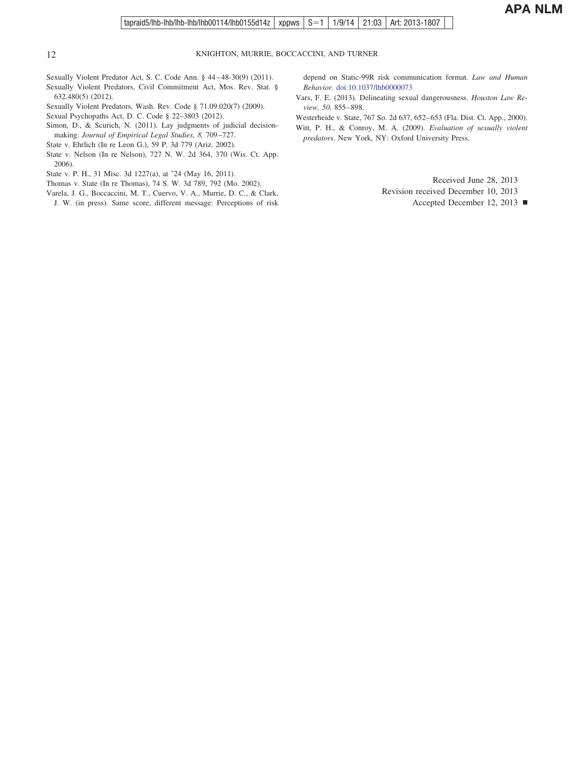Sexually Violent Predator Act, S. C. Code Ann. § 44–48-30(9) (2011).

Sexually Violent Predators, Civil Commitment Act, Mos. Rev. Stat. § 632.480(5) (2012).

Sexually Violent Predators, Wash. Rev. Code § 71.09.020(7) (2009).

Sexual Psychopaths Act, D. C. Code § 22–3803 (2012).

Simon, D., & Scurich, N. (2011). Lay judgments of judicial decision-making. *Journal of Empirical Legal Studies, 8,* 709–727.

State v. Ehrlich (In re Leon G.), 59 P. 3d 779 (Ariz. 2002).

State v. Nelson (In re Nelson), 727 N. W. 2d 364, 370 (Wis. Ct. App. 2006).

State v. P. H., 31 Misc. 3d 1227(a), at *24 (May 16, 2011).

Thomas v. State (In re Thomas), 74 S. W. 3d 789, 792 (Mo. 2002).

Varela, J. G., Boccaccini, M. T., Cuervo, V. A., Murrie, D. C., & Clark, J. W. (in press). Same score, different message: Perceptions of risk depend on Static-99R risk communication format. *Law and Human Behavior*. doi:10.1037/lhb0000073

Vars, F. E. (2013). Delineating sexual dangerousness. *Houston Law Review, 50,* 855–898.

Westerheide v. State, 767 So. 2d 637, 652–653 (Fla. Dist. Ct. App., 2000).

Witt, P. H., & Conroy, M. A. (2009). *Evaluation of sexually violent predators*. New York, NY: Oxford University Press.

Received June 28, 2013
Revision received December 10, 2013
Accepted December 12, 2013 ■